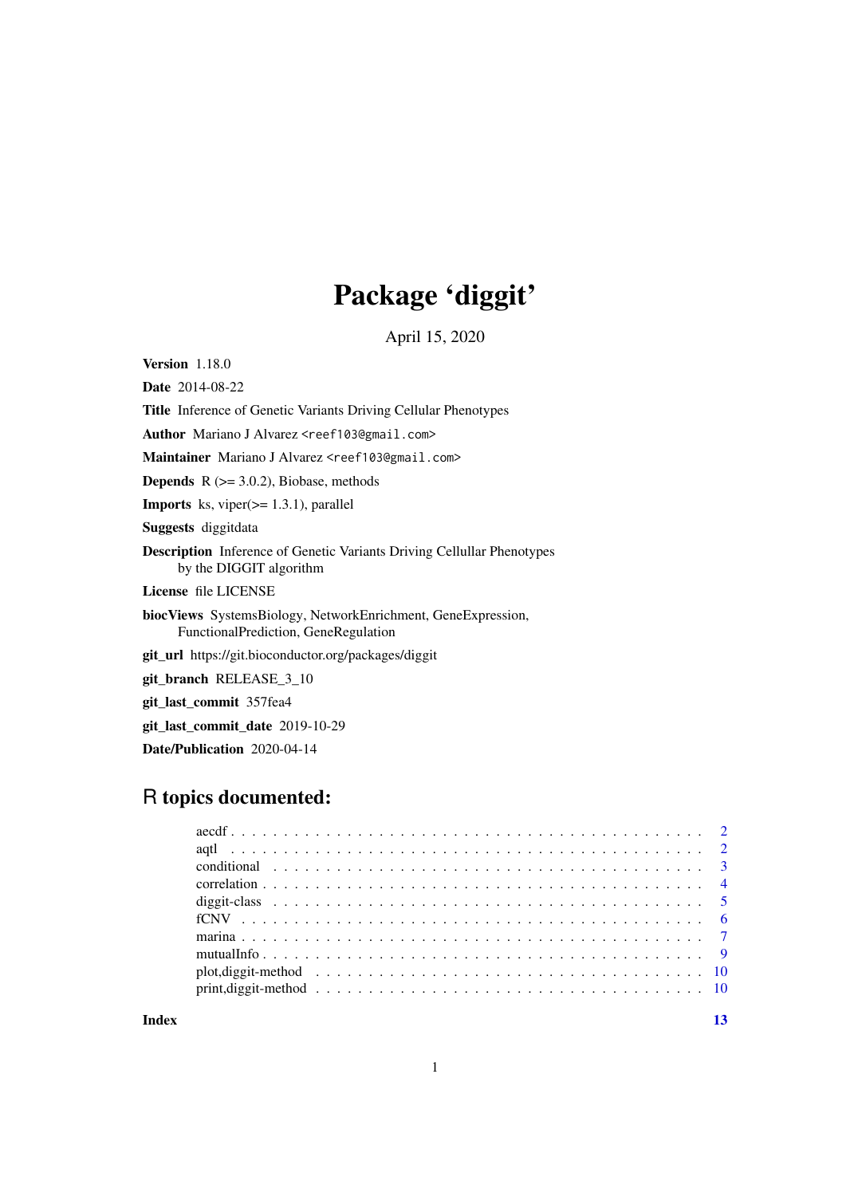# Package 'diggit'

April 15, 2020

**Version** 1.18.0

**Date** 2014-08-22

**Title** Inference of Genetic Variants Driving Cellular Phenotypes

**Author** Mariano J Alvarez <reef103@gmail.com>

**Maintainer** Mariano J Alvarez <reef103@gmail.com>

**Depends** R (>= 3.0.2), Biobase, methods

**Imports** ks, viper(>= 1.3.1), parallel

**Suggests** diggitdata

**Description** Inference of Genetic Variants Driving Cellullar Phenotypes by the DIGGIT algorithm

**License** file LICENSE

**biocViews** SystemsBiology, NetworkEnrichment, GeneExpression, FunctionalPrediction, GeneRegulation

**git_url** https://git.bioconductor.org/packages/diggit

**git_branch** RELEASE_3_10

**git_last_commit** 357fea4

**git_last_commit_date** 2019-10-29

**Date/Publication** 2020-04-14

## R topics documented:

| | |
|---|---|
| aecdf | 2 |
| aqtl | 2 |
| conditional | 3 |
| correlation | 4 |
| diggit-class | 5 |
| fCNV | 6 |
| marina | 7 |
| mutualInfo | 9 |
| plot,diggit-method | 10 |
| print,diggit-method | 10 |
| **Index** | 13 |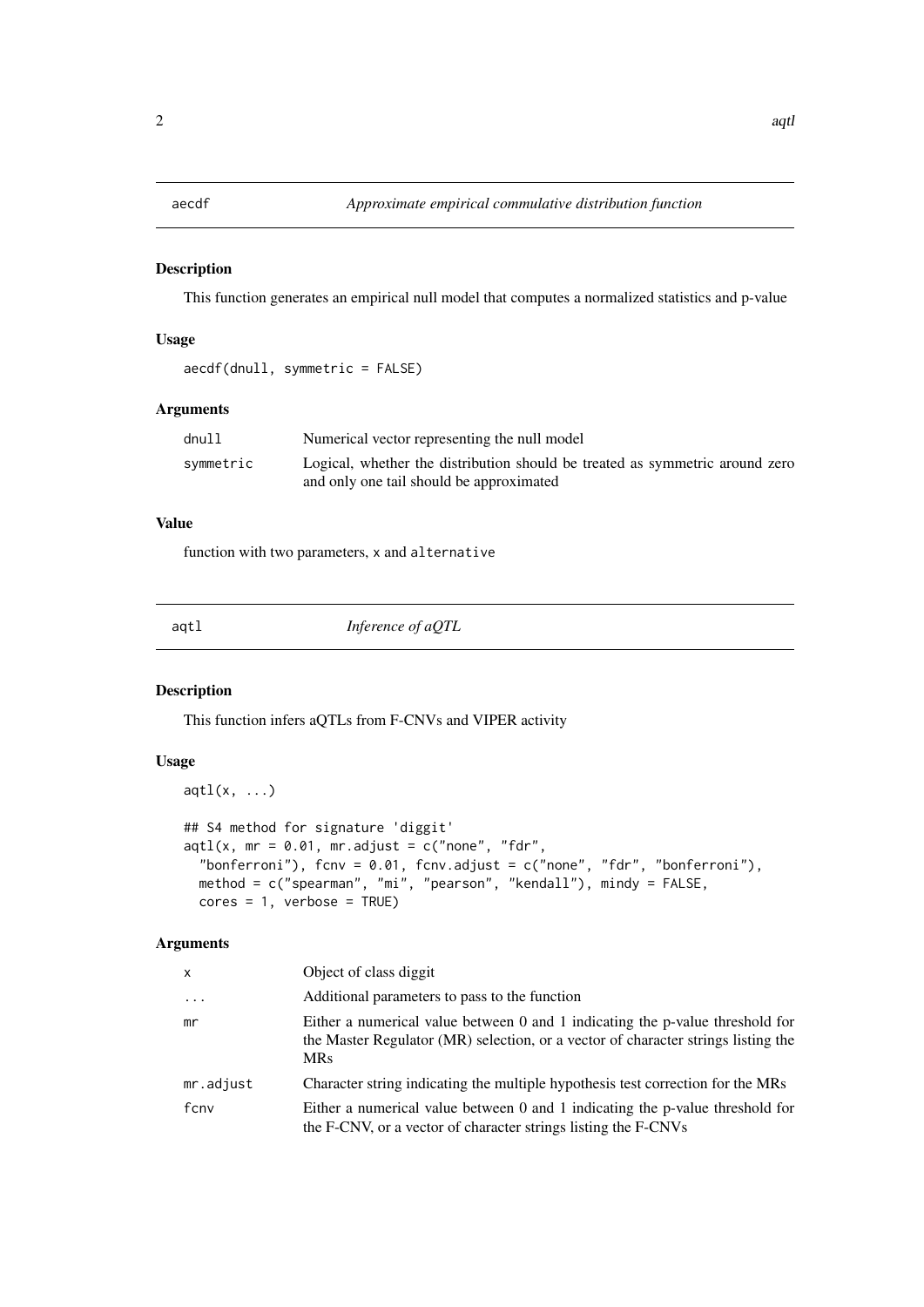## aecdf — *Approximate empirical commulative distribution function*

### Description

This function generates an empirical null model that computes a normalized statistics and p-value

### Usage

```
aecdf(dnull, symmetric = FALSE)
```

### Arguments

| | |
|---|---|
| dnull | Numerical vector representing the null model |
| symmetric | Logical, whether the distribution should be treated as symmetric around zero and only one tail should be approximated |

### Value

function with two parameters, x and alternative

## aqtl — *Inference of aQTL*

### Description

This function infers aQTLs from F-CNVs and VIPER activity

### Usage

```
aqtl(x, ...)

## S4 method for signature 'diggit'
aqtl(x, mr = 0.01, mr.adjust = c("none", "fdr",
  "bonferroni"), fcnv = 0.01, fcnv.adjust = c("none", "fdr", "bonferroni"),
  method = c("spearman", "mi", "pearson", "kendall"), mindy = FALSE,
  cores = 1, verbose = TRUE)
```

### Arguments

| | |
|---|---|
| x | Object of class diggit |
| ... | Additional parameters to pass to the function |
| mr | Either a numerical value between 0 and 1 indicating the p-value threshold for the Master Regulator (MR) selection, or a vector of character strings listing the MRs |
| mr.adjust | Character string indicating the multiple hypothesis test correction for the MRs |
| fcnv | Either a numerical value between 0 and 1 indicating the p-value threshold for the F-CNV, or a vector of character strings listing the F-CNVs |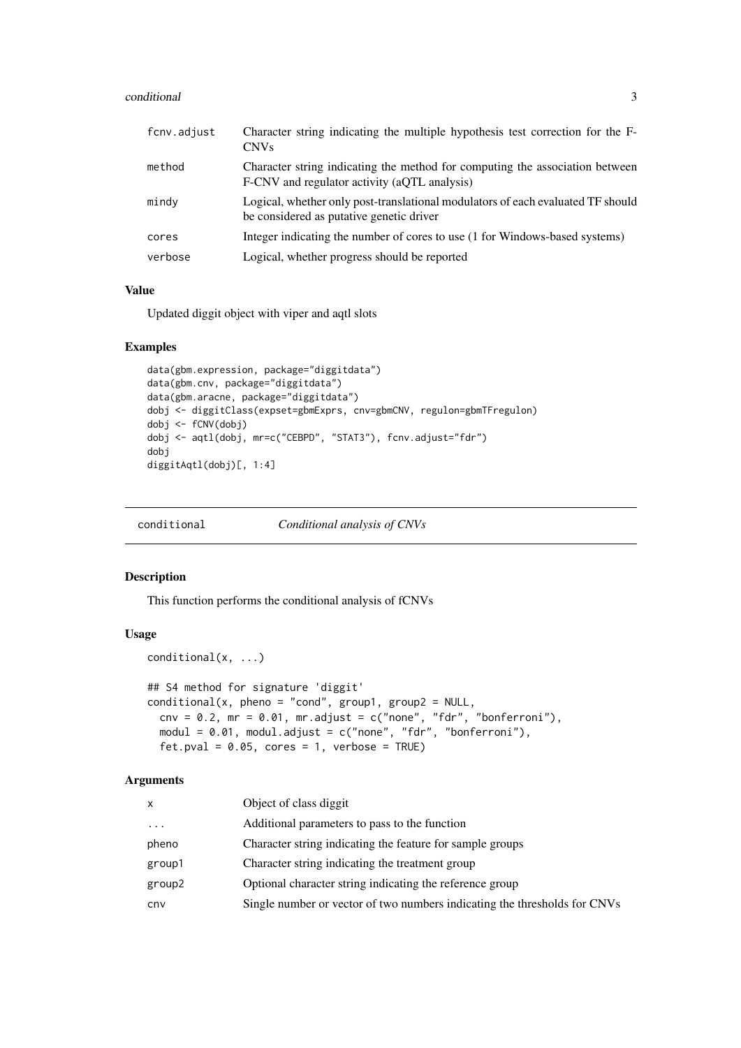| | |
|---|---|
| fcnv.adjust | Character string indicating the multiple hypothesis test correction for the F-CNVs |
| method | Character string indicating the method for computing the association between F-CNV and regulator activity (aQTL analysis) |
| mindy | Logical, whether only post-translational modulators of each evaluated TF should be considered as putative genetic driver |
| cores | Integer indicating the number of cores to use (1 for Windows-based systems) |
| verbose | Logical, whether progress should be reported |

### Value

Updated diggit object with viper and aqtl slots

### Examples

```
data(gbm.expression, package="diggitdata")
data(gbm.cnv, package="diggitdata")
data(gbm.aracne, package="diggitdata")
dobj <- diggitClass(expset=gbmExprs, cnv=gbmCNV, regulon=gbmTFregulon)
dobj <- fCNV(dobj)
dobj <- aqtl(dobj, mr=c("CEBPD", "STAT3"), fcnv.adjust="fdr")
dobj
diggitAqtl(dobj)[, 1:4]
```

## conditional *Conditional analysis of CNVs*

### Description

This function performs the conditional analysis of fCNVs

### Usage

```
conditional(x, ...)

## S4 method for signature 'diggit'
conditional(x, pheno = "cond", group1, group2 = NULL,
  cnv = 0.2, mr = 0.01, mr.adjust = c("none", "fdr", "bonferroni"),
  modul = 0.01, modul.adjust = c("none", "fdr", "bonferroni"),
  fet.pval = 0.05, cores = 1, verbose = TRUE)
```

### Arguments

| | |
|---|---|
| x | Object of class diggit |
| ... | Additional parameters to pass to the function |
| pheno | Character string indicating the feature for sample groups |
| group1 | Character string indicating the treatment group |
| group2 | Optional character string indicating the reference group |
| cnv | Single number or vector of two numbers indicating the thresholds for CNVs |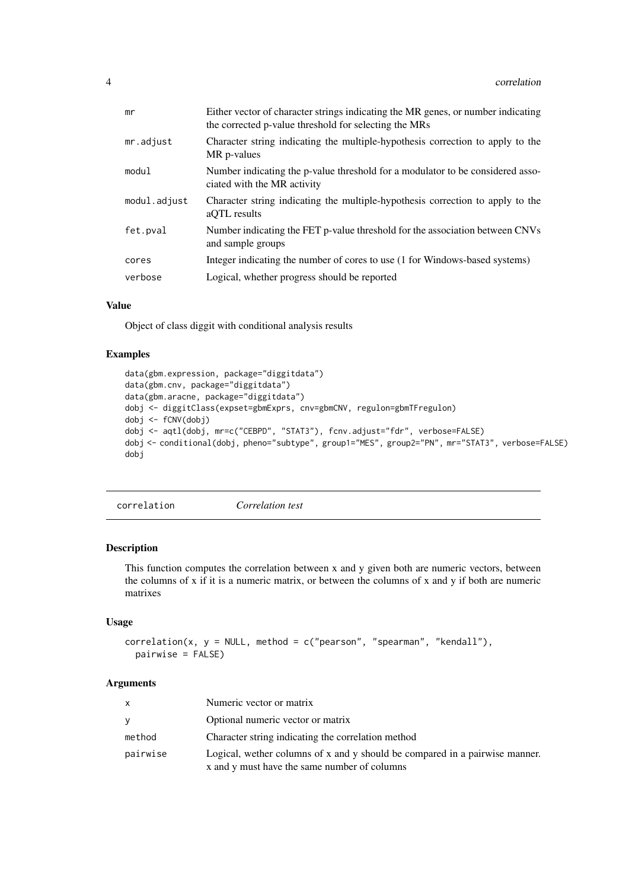| | |
|---|---|
| `mr` | Either vector of character strings indicating the MR genes, or number indicating the corrected p-value threshold for selecting the MRs |
| `mr.adjust` | Character string indicating the multiple-hypothesis correction to apply to the MR p-values |
| `modul` | Number indicating the p-value threshold for a modulator to be considered associated with the MR activity |
| `modul.adjust` | Character string indicating the multiple-hypothesis correction to apply to the aQTL results |
| `fet.pval` | Number indicating the FET p-value threshold for the association between CNVs and sample groups |
| `cores` | Integer indicating the number of cores to use (1 for Windows-based systems) |
| `verbose` | Logical, whether progress should be reported |

### Value

Object of class diggit with conditional analysis results

### Examples

```
data(gbm.expression, package="diggitdata")
data(gbm.cnv, package="diggitdata")
data(gbm.aracne, package="diggitdata")
dobj <- diggitClass(expset=gbmExprs, cnv=gbmCNV, regulon=gbmTFregulon)
dobj <- fCNV(dobj)
dobj <- aqtl(dobj, mr=c("CEBPD", "STAT3"), fcnv.adjust="fdr", verbose=FALSE)
dobj <- conditional(dobj, pheno="subtype", group1="MES", group2="PN", mr="STAT3", verbose=FALSE)
dobj
```

---

## `correlation` *Correlation test*

### Description

This function computes the correlation between x and y given both are numeric vectors, between the columns of x if it is a numeric matrix, or between the columns of x and y if both are numeric matrixes

### Usage

```
correlation(x, y = NULL, method = c("pearson", "spearman", "kendall"),
  pairwise = FALSE)
```

### Arguments

| | |
|---|---|
| `x` | Numeric vector or matrix |
| `y` | Optional numeric vector or matrix |
| `method` | Character string indicating the correlation method |
| `pairwise` | Logical, wether columns of x and y should be compared in a pairwise manner. x and y must have the same number of columns |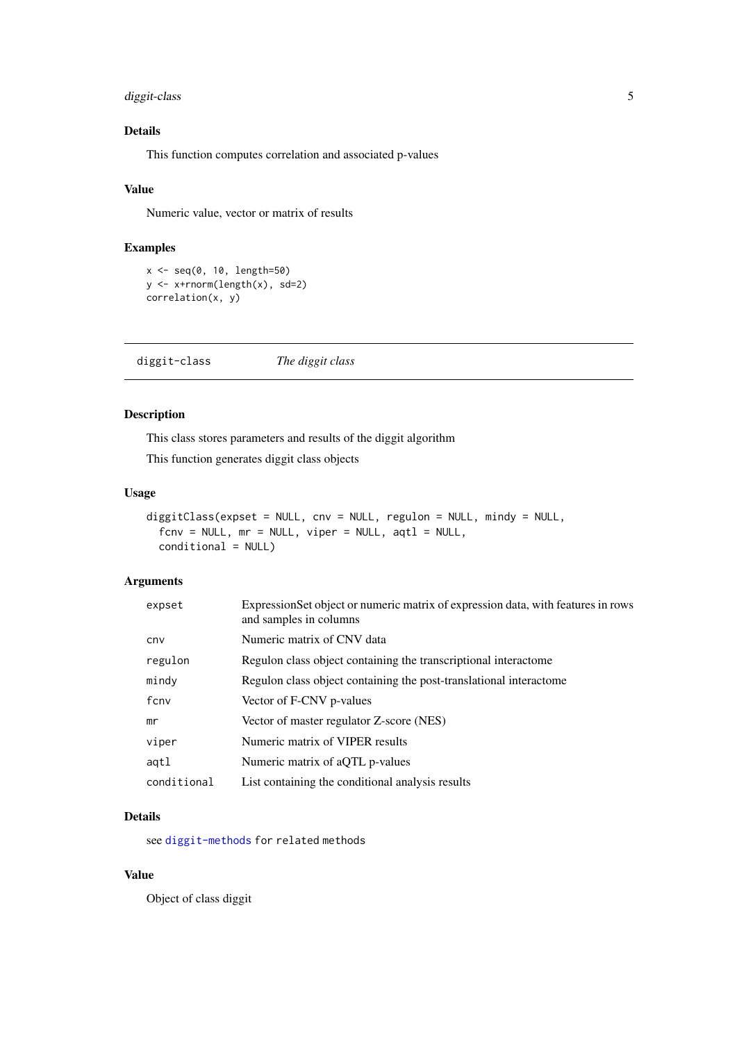### Details

This function computes correlation and associated p-values

### Value

Numeric value, vector or matrix of results

### Examples

```
x <- seq(0, 10, length=50)
y <- x+rnorm(length(x), sd=2)
correlation(x, y)
```

---

## diggit-class *The diggit class*

---

### Description

This class stores parameters and results of the diggit algorithm

This function generates diggit class objects

### Usage

```
diggitClass(expset = NULL, cnv = NULL, regulon = NULL, mindy = NULL,
  fcnv = NULL, mr = NULL, viper = NULL, aqtl = NULL,
  conditional = NULL)
```

### Arguments

| | |
|---|---|
| `expset` | ExpressionSet object or numeric matrix of expression data, with features in rows and samples in columns |
| `cnv` | Numeric matrix of CNV data |
| `regulon` | Regulon class object containing the transcriptional interactome |
| `mindy` | Regulon class object containing the post-translational interactome |
| `fcnv` | Vector of F-CNV p-values |
| `mr` | Vector of master regulator Z-score (NES) |
| `viper` | Numeric matrix of VIPER results |
| `aqtl` | Numeric matrix of aQTL p-values |
| `conditional` | List containing the conditional analysis results |

### Details

see `diggit-methods` `for related methods`

### Value

Object of class diggit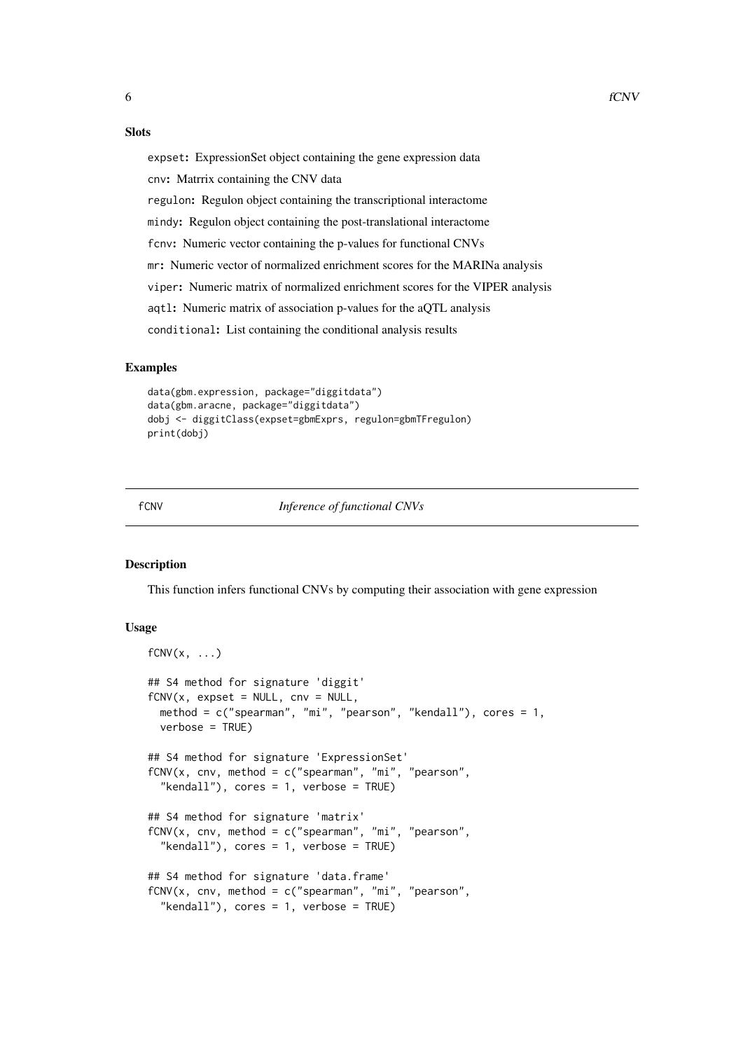### Slots

`expset`: ExpressionSet object containing the gene expression data

`cnv`: Matrrix containing the CNV data

`regulon`: Regulon object containing the transcriptional interactome

`mindy`: Regulon object containing the post-translational interactome

`fcnv`: Numeric vector containing the p-values for functional CNVs

`mr`: Numeric vector of normalized enrichment scores for the MARINa analysis

`viper`: Numeric matrix of normalized enrichment scores for the VIPER analysis

`aqtl`: Numeric matrix of association p-values for the aQTL analysis

`conditional`: List containing the conditional analysis results

### Examples

```
data(gbm.expression, package="diggitdata")
data(gbm.aracne, package="diggitdata")
dobj <- diggitClass(expset=gbmExprs, regulon=gbmTFregulon)
print(dobj)
```

---

## fCNV *Inference of functional CNVs*

### Description

This function infers functional CNVs by computing their association with gene expression

### Usage

```
fCNV(x, ...)

## S4 method for signature 'diggit'
fCNV(x, expset = NULL, cnv = NULL,
  method = c("spearman", "mi", "pearson", "kendall"), cores = 1,
  verbose = TRUE)

## S4 method for signature 'ExpressionSet'
fCNV(x, cnv, method = c("spearman", "mi", "pearson",
  "kendall"), cores = 1, verbose = TRUE)

## S4 method for signature 'matrix'
fCNV(x, cnv, method = c("spearman", "mi", "pearson",
  "kendall"), cores = 1, verbose = TRUE)

## S4 method for signature 'data.frame'
fCNV(x, cnv, method = c("spearman", "mi", "pearson",
  "kendall"), cores = 1, verbose = TRUE)
```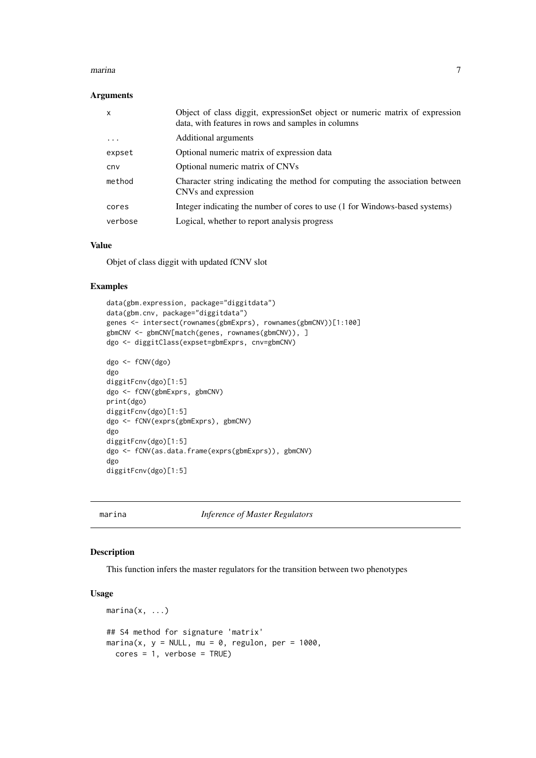### Arguments

| | |
|---|---|
| x | Object of class diggit, expressionSet object or numeric matrix of expression data, with features in rows and samples in columns |
| ... | Additional arguments |
| expset | Optional numeric matrix of expression data |
| cnv | Optional numeric matrix of CNVs |
| method | Character string indicating the method for computing the association between CNVs and expression |
| cores | Integer indicating the number of cores to use (1 for Windows-based systems) |
| verbose | Logical, whether to report analysis progress |

### Value

Objet of class diggit with updated fCNV slot

### Examples

```
data(gbm.expression, package="diggitdata")
data(gbm.cnv, package="diggitdata")
genes <- intersect(rownames(gbmExprs), rownames(gbmCNV))[1:100]
gbmCNV <- gbmCNV[match(genes, rownames(gbmCNV)), ]
dgo <- diggitClass(expset=gbmExprs, cnv=gbmCNV)

dgo <- fCNV(dgo)
dgo
diggitFcnv(dgo)[1:5]
dgo <- fCNV(gbmExprs, gbmCNV)
print(dgo)
diggitFcnv(dgo)[1:5]
dgo <- fCNV(exprs(gbmExprs), gbmCNV)
dgo
diggitFcnv(dgo)[1:5]
dgo <- fCNV(as.data.frame(exprs(gbmExprs)), gbmCNV)
dgo
diggitFcnv(dgo)[1:5]
```

## marina *Inference of Master Regulators*

### Description

This function infers the master regulators for the transition between two phenotypes

### Usage

```
marina(x, ...)

## S4 method for signature 'matrix'
marina(x, y = NULL, mu = 0, regulon, per = 1000,
  cores = 1, verbose = TRUE)
```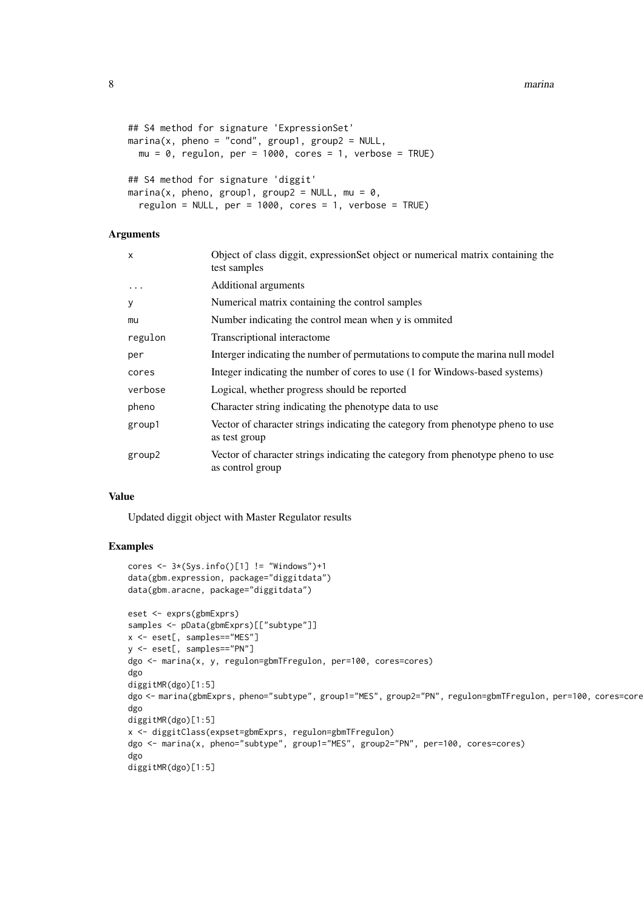```
## S4 method for signature 'ExpressionSet'
marina(x, pheno = "cond", group1, group2 = NULL,
  mu = 0, regulon, per = 1000, cores = 1, verbose = TRUE)

## S4 method for signature 'diggit'
marina(x, pheno, group1, group2 = NULL, mu = 0,
  regulon = NULL, per = 1000, cores = 1, verbose = TRUE)
```

## Arguments

| | |
|---|---|
| x | Object of class diggit, expressionSet object or numerical matrix containing the test samples |
| ... | Additional arguments |
| y | Numerical matrix containing the control samples |
| mu | Number indicating the control mean when y is ommited |
| regulon | Transcriptional interactome |
| per | Interger indicating the number of permutations to compute the marina null model |
| cores | Integer indicating the number of cores to use (1 for Windows-based systems) |
| verbose | Logical, whether progress should be reported |
| pheno | Character string indicating the phenotype data to use |
| group1 | Vector of character strings indicating the category from phenotype pheno to use as test group |
| group2 | Vector of character strings indicating the category from phenotype pheno to use as control group |

## Value

Updated diggit object with Master Regulator results

## Examples

```
cores <- 3*(Sys.info()[1] != "Windows")+1
data(gbm.expression, package="diggitdata")
data(gbm.aracne, package="diggitdata")

eset <- exprs(gbmExprs)
samples <- pData(gbmExprs)[["subtype"]]
x <- eset[, samples=="MES"]
y <- eset[, samples=="PN"]
dgo <- marina(x, y, regulon=gbmTFregulon, per=100, cores=cores)
dgo
diggitMR(dgo)[1:5]
dgo <- marina(gbmExprs, pheno="subtype", group1="MES", group2="PN", regulon=gbmTFregulon, per=100, cores=core
dgo
diggitMR(dgo)[1:5]
x <- diggitClass(expset=gbmExprs, regulon=gbmTFregulon)
dgo <- marina(x, pheno="subtype", group1="MES", group2="PN", per=100, cores=cores)
dgo
diggitMR(dgo)[1:5]
```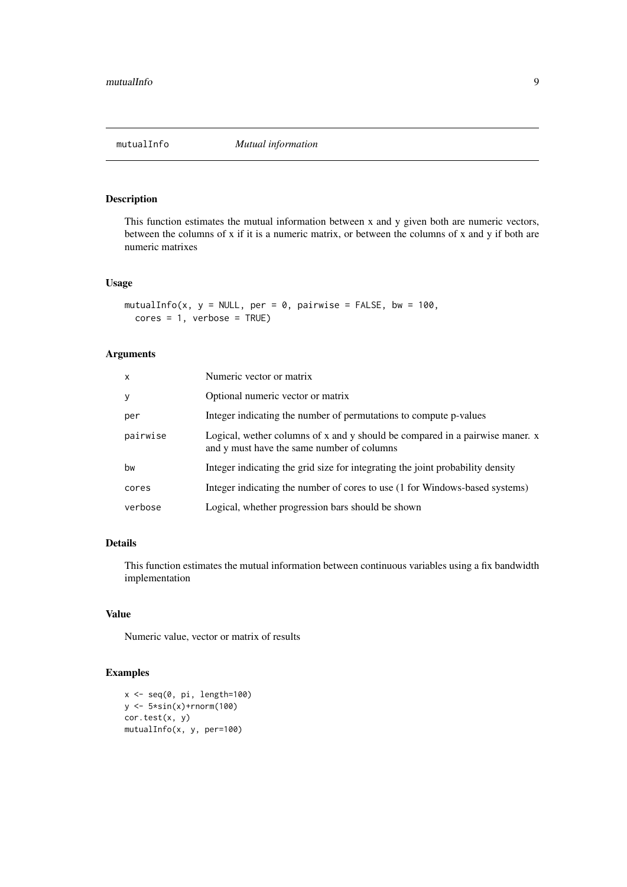## mutualInfo *Mutual information*

### Description

This function estimates the mutual information between x and y given both are numeric vectors, between the columns of x if it is a numeric matrix, or between the columns of x and y if both are numeric matrixes

### Usage

```
mutualInfo(x, y = NULL, per = 0, pairwise = FALSE, bw = 100,
  cores = 1, verbose = TRUE)
```

### Arguments

| | |
|---|---|
| `x` | Numeric vector or matrix |
| `y` | Optional numeric vector or matrix |
| `per` | Integer indicating the number of permutations to compute p-values |
| `pairwise` | Logical, wether columns of x and y should be compared in a pairwise maner. x and y must have the same number of columns |
| `bw` | Integer indicating the grid size for integrating the joint probability density |
| `cores` | Integer indicating the number of cores to use (1 for Windows-based systems) |
| `verbose` | Logical, whether progression bars should be shown |

### Details

This function estimates the mutual information between continuous variables using a fix bandwidth implementation

### Value

Numeric value, vector or matrix of results

### Examples

```
x <- seq(0, pi, length=100)
y <- 5*sin(x)+rnorm(100)
cor.test(x, y)
mutualInfo(x, y, per=100)
```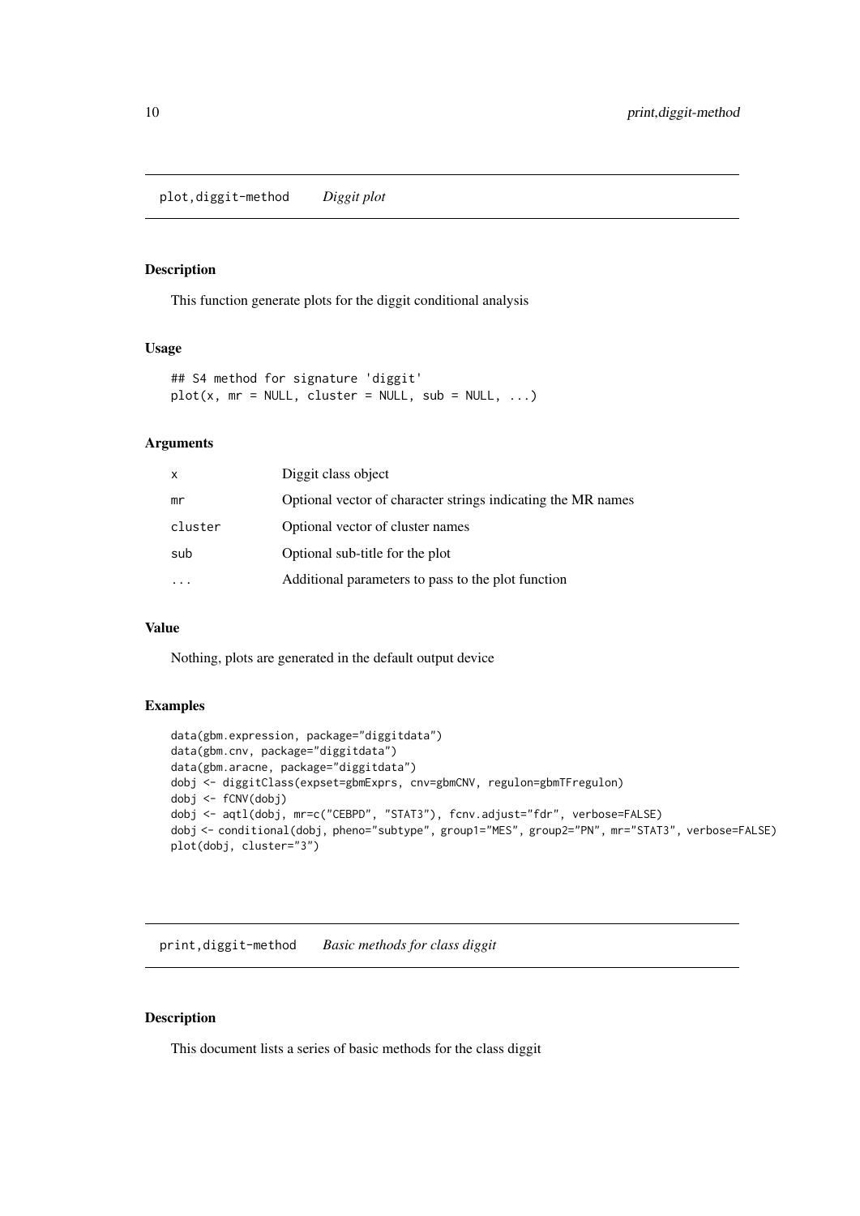## plot,diggit-method *Diggit plot*

### Description

This function generate plots for the diggit conditional analysis

### Usage

```
## S4 method for signature 'diggit'
plot(x, mr = NULL, cluster = NULL, sub = NULL, ...)
```

### Arguments

| | |
|---|---|
| `x` | Diggit class object |
| `mr` | Optional vector of character strings indicating the MR names |
| `cluster` | Optional vector of cluster names |
| `sub` | Optional sub-title for the plot |
| `...` | Additional parameters to pass to the plot function |

### Value

Nothing, plots are generated in the default output device

### Examples

```
data(gbm.expression, package="diggitdata")
data(gbm.cnv, package="diggitdata")
data(gbm.aracne, package="diggitdata")
dobj <- diggitClass(expset=gbmExprs, cnv=gbmCNV, regulon=gbmTFregulon)
dobj <- fCNV(dobj)
dobj <- aqtl(dobj, mr=c("CEBPD", "STAT3"), fcnv.adjust="fdr", verbose=FALSE)
dobj <- conditional(dobj, pheno="subtype", group1="MES", group2="PN", mr="STAT3", verbose=FALSE)
plot(dobj, cluster="3")
```

## print,diggit-method *Basic methods for class diggit*

### Description

This document lists a series of basic methods for the class diggit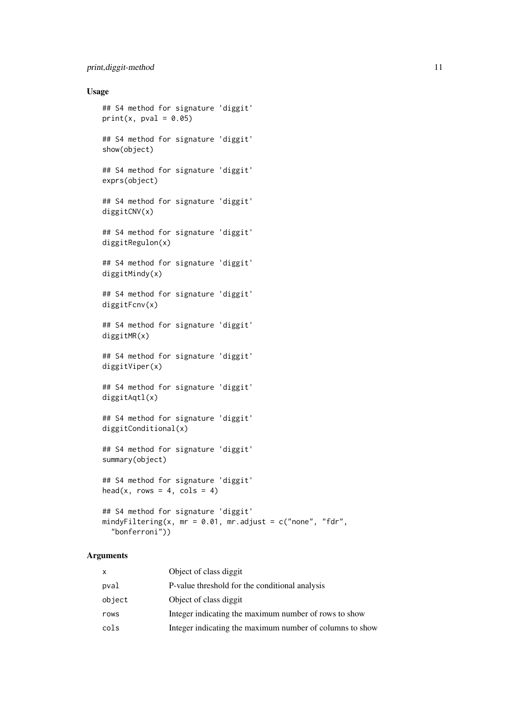### Usage

```
## S4 method for signature 'diggit'
print(x, pval = 0.05)

## S4 method for signature 'diggit'
show(object)

## S4 method for signature 'diggit'
exprs(object)

## S4 method for signature 'diggit'
diggitCNV(x)

## S4 method for signature 'diggit'
diggitRegulon(x)

## S4 method for signature 'diggit'
diggitMindy(x)

## S4 method for signature 'diggit'
diggitFcnv(x)

## S4 method for signature 'diggit'
diggitMR(x)

## S4 method for signature 'diggit'
diggitViper(x)

## S4 method for signature 'diggit'
diggitAqtl(x)

## S4 method for signature 'diggit'
diggitConditional(x)

## S4 method for signature 'diggit'
summary(object)

## S4 method for signature 'diggit'
head(x, rows = 4, cols = 4)

## S4 method for signature 'diggit'
mindyFiltering(x, mr = 0.01, mr.adjust = c("none", "fdr",
  "bonferroni"))
```

### Arguments

| | |
|---|---|
| `x` | Object of class diggit |
| `pval` | P-value threshold for the conditional analysis |
| `object` | Object of class diggit |
| `rows` | Integer indicating the maximum number of rows to show |
| `cols` | Integer indicating the maximum number of columns to show |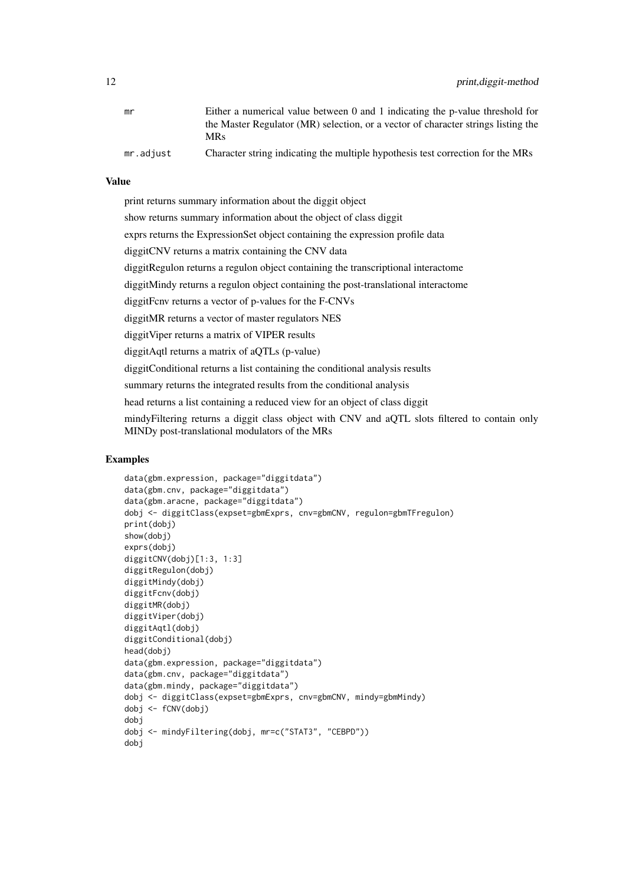| | |
|---|---|
| mr | Either a numerical value between 0 and 1 indicating the p-value threshold for the Master Regulator (MR) selection, or a vector of character strings listing the MRs |
| mr.adjust | Character string indicating the multiple hypothesis test correction for the MRs |

## Value

print returns summary information about the diggit object

show returns summary information about the object of class diggit

exprs returns the ExpressionSet object containing the expression profile data

diggitCNV returns a matrix containing the CNV data

diggitRegulon returns a regulon object containing the transcriptional interactome

diggitMindy returns a regulon object containing the post-translational interactome

diggitFcnv returns a vector of p-values for the F-CNVs

diggitMR returns a vector of master regulators NES

diggitViper returns a matrix of VIPER results

diggitAqtl returns a matrix of aQTLs (p-value)

diggitConditional returns a list containing the conditional analysis results

summary returns the integrated results from the conditional analysis

head returns a list containing a reduced view for an object of class diggit

mindyFiltering returns a diggit class object with CNV and aQTL slots filtered to contain only MINDy post-translational modulators of the MRs

## Examples

```
data(gbm.expression, package="diggitdata")
data(gbm.cnv, package="diggitdata")
data(gbm.aracne, package="diggitdata")
dobj <- diggitClass(expset=gbmExprs, cnv=gbmCNV, regulon=gbmTFregulon)
print(dobj)
show(dobj)
exprs(dobj)
diggitCNV(dobj)[1:3, 1:3]
diggitRegulon(dobj)
diggitMindy(dobj)
diggitFcnv(dobj)
diggitMR(dobj)
diggitViper(dobj)
diggitAqtl(dobj)
diggitConditional(dobj)
head(dobj)
data(gbm.expression, package="diggitdata")
data(gbm.cnv, package="diggitdata")
data(gbm.mindy, package="diggitdata")
dobj <- diggitClass(expset=gbmExprs, cnv=gbmCNV, mindy=gbmMindy)
dobj <- fCNV(dobj)
dobj
dobj <- mindyFiltering(dobj, mr=c("STAT3", "CEBPD"))
dobj
```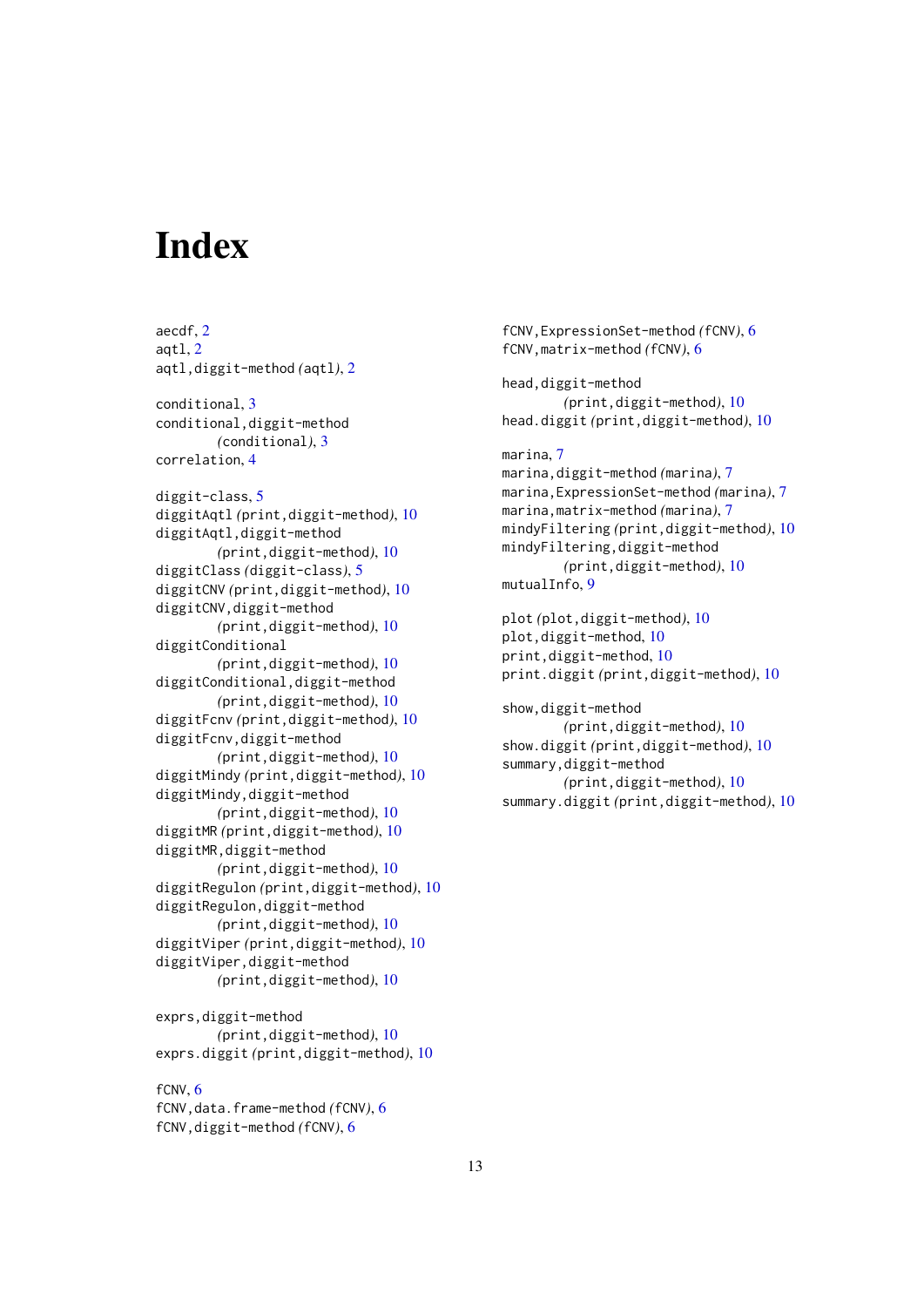# Index

aecdf, 2
aqtl, 2
aqtl,diggit-method *(*aqtl*)*, 2

conditional, 3
conditional,diggit-method *(*conditional*)*, 3
correlation, 4

diggit-class, 5
diggitAqtl *(*print,diggit-method*)*, 10
diggitAqtl,diggit-method *(*print,diggit-method*)*, 10
diggitClass *(*diggit-class*)*, 5
diggitCNV *(*print,diggit-method*)*, 10
diggitCNV,diggit-method *(*print,diggit-method*)*, 10
diggitConditional *(*print,diggit-method*)*, 10
diggitConditional,diggit-method *(*print,diggit-method*)*, 10
diggitFcnv *(*print,diggit-method*)*, 10
diggitFcnv,diggit-method *(*print,diggit-method*)*, 10
diggitMindy *(*print,diggit-method*)*, 10
diggitMindy,diggit-method *(*print,diggit-method*)*, 10
diggitMR *(*print,diggit-method*)*, 10
diggitMR,diggit-method *(*print,diggit-method*)*, 10
diggitRegulon *(*print,diggit-method*)*, 10
diggitRegulon,diggit-method *(*print,diggit-method*)*, 10
diggitViper *(*print,diggit-method*)*, 10
diggitViper,diggit-method *(*print,diggit-method*)*, 10

exprs,diggit-method *(*print,diggit-method*)*, 10
exprs.diggit *(*print,diggit-method*)*, 10

fCNV, 6
fCNV,data.frame-method *(*fCNV*)*, 6
fCNV,diggit-method *(*fCNV*)*, 6
fCNV,ExpressionSet-method *(*fCNV*)*, 6
fCNV,matrix-method *(*fCNV*)*, 6

head,diggit-method *(*print,diggit-method*)*, 10
head.diggit *(*print,diggit-method*)*, 10

marina, 7
marina,diggit-method *(*marina*)*, 7
marina,ExpressionSet-method *(*marina*)*, 7
marina,matrix-method *(*marina*)*, 7
mindyFiltering *(*print,diggit-method*)*, 10
mindyFiltering,diggit-method *(*print,diggit-method*)*, 10
mutualInfo, 9

plot *(*plot,diggit-method*)*, 10
plot,diggit-method, 10
print,diggit-method, 10
print.diggit *(*print,diggit-method*)*, 10

show,diggit-method *(*print,diggit-method*)*, 10
show.diggit *(*print,diggit-method*)*, 10
summary,diggit-method *(*print,diggit-method*)*, 10
summary.diggit *(*print,diggit-method*)*, 10